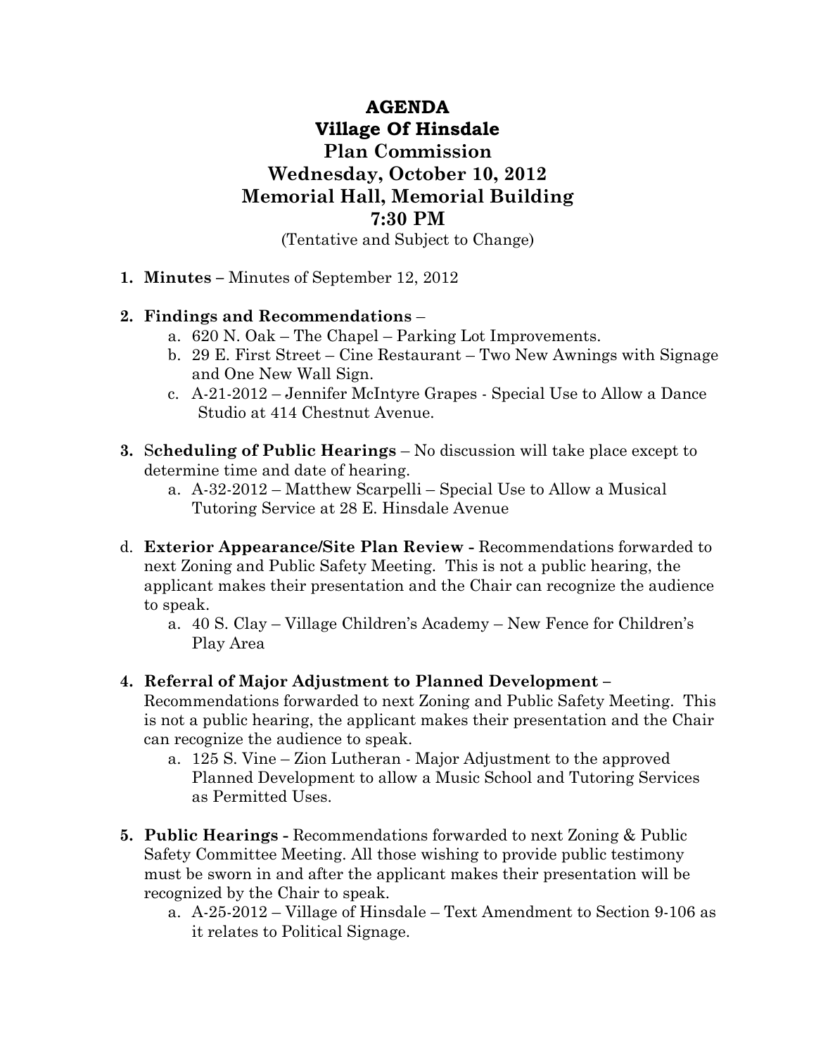# AGENDA
## Village Of Hinsdale
## Plan Commission
## Wednesday, October 10, 2012
## Memorial Hall, Memorial Building
## 7:30 PM

(Tentative and Subject to Change)

1. **Minutes –** Minutes of September 12, 2012

2. **Findings and Recommendations** –
   a. 620 N. Oak – The Chapel – Parking Lot Improvements.
   b. 29 E. First Street – Cine Restaurant – Two New Awnings with Signage and One New Wall Sign.
   c. A-21-2012 – Jennifer McIntyre Grapes - Special Use to Allow a Dance Studio at 414 Chestnut Avenue.

3. S**cheduling of Public Hearings** – No discussion will take place except to determine time and date of hearing.
   a. A-32-2012 – Matthew Scarpelli – Special Use to Allow a Musical Tutoring Service at 28 E. Hinsdale Avenue

d. **Exterior Appearance/Site Plan Review -** Recommendations forwarded to next Zoning and Public Safety Meeting. This is not a public hearing, the applicant makes their presentation and the Chair can recognize the audience to speak.
   a. 40 S. Clay – Village Children's Academy – New Fence for Children's Play Area

4. **Referral of Major Adjustment to Planned Development –** Recommendations forwarded to next Zoning and Public Safety Meeting. This is not a public hearing, the applicant makes their presentation and the Chair can recognize the audience to speak.
   a. 125 S. Vine – Zion Lutheran - Major Adjustment to the approved Planned Development to allow a Music School and Tutoring Services as Permitted Uses.

5. **Public Hearings -** Recommendations forwarded to next Zoning & Public Safety Committee Meeting. All those wishing to provide public testimony must be sworn in and after the applicant makes their presentation will be recognized by the Chair to speak.
   a. A-25-2012 – Village of Hinsdale – Text Amendment to Section 9-106 as it relates to Political Signage.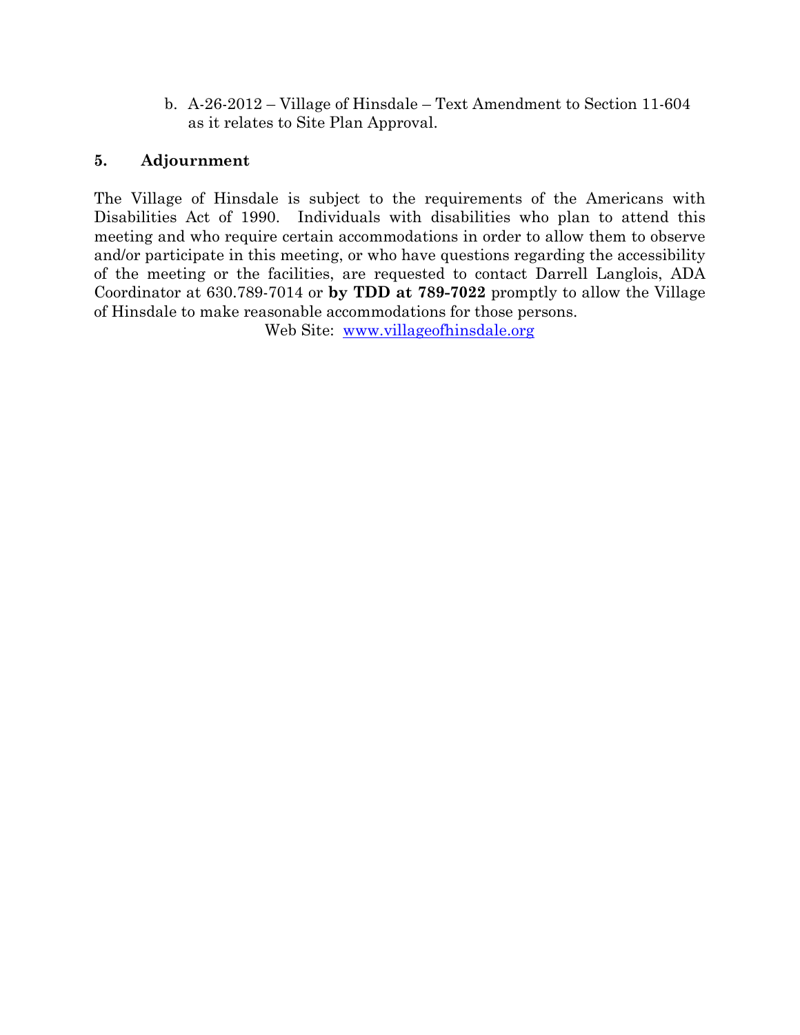b. A-26-2012 – Village of Hinsdale – Text Amendment to Section 11-604 as it relates to Site Plan Approval.

## 5. Adjournment

The Village of Hinsdale is subject to the requirements of the Americans with Disabilities Act of 1990. Individuals with disabilities who plan to attend this meeting and who require certain accommodations in order to allow them to observe and/or participate in this meeting, or who have questions regarding the accessibility of the meeting or the facilities, are requested to contact Darrell Langlois, ADA Coordinator at 630.789-7014 or **by TDD at 789-7022** promptly to allow the Village of Hinsdale to make reasonable accommodations for those persons.

Web Site: [www.villageofhinsdale.org](http://www.villageofhinsdale.org)